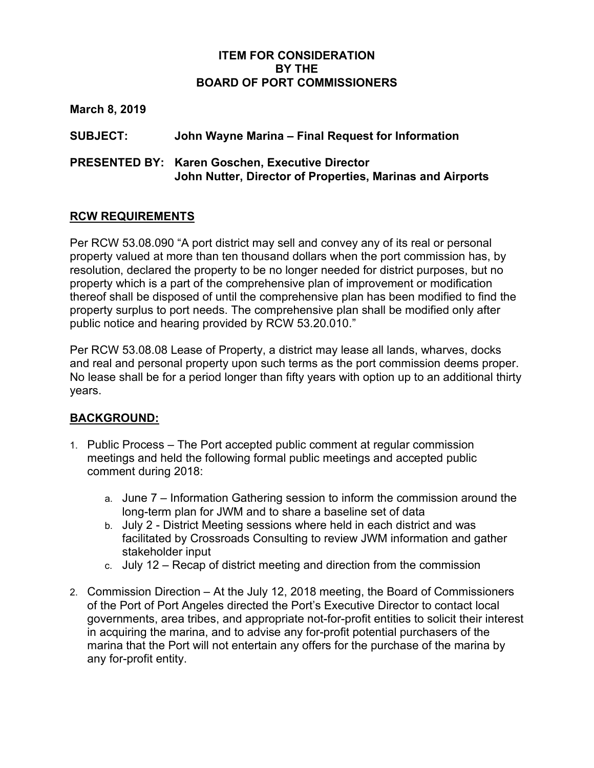**ITEM FOR CONSIDERATION**
**BY THE**
**BOARD OF PORT COMMISSIONERS**

**March 8, 2019**

**SUBJECT:** **John Wayne Marina – Final Request for Information**

**PRESENTED BY:** **Karen Goschen, Executive Director**
**John Nutter, Director of Properties, Marinas and Airports**

## RCW REQUIREMENTS

Per RCW 53.08.090 "A port district may sell and convey any of its real or personal property valued at more than ten thousand dollars when the port commission has, by resolution, declared the property to be no longer needed for district purposes, but no property which is a part of the comprehensive plan of improvement or modification thereof shall be disposed of until the comprehensive plan has been modified to find the property surplus to port needs. The comprehensive plan shall be modified only after public notice and hearing provided by RCW 53.20.010."

Per RCW 53.08.08 Lease of Property, a district may lease all lands, wharves, docks and real and personal property upon such terms as the port commission deems proper. No lease shall be for a period longer than fifty years with option up to an additional thirty years.

## BACKGROUND:

1. Public Process – The Port accepted public comment at regular commission meetings and held the following formal public meetings and accepted public comment during 2018:

    a. June 7 – Information Gathering session to inform the commission around the long-term plan for JWM and to share a baseline set of data
    b. July 2 - District Meeting sessions where held in each district and was facilitated by Crossroads Consulting to review JWM information and gather stakeholder input
    c. July 12 – Recap of district meeting and direction from the commission

2. Commission Direction – At the July 12, 2018 meeting, the Board of Commissioners of the Port of Port Angeles directed the Port's Executive Director to contact local governments, area tribes, and appropriate not-for-profit entities to solicit their interest in acquiring the marina, and to advise any for-profit potential purchasers of the marina that the Port will not entertain any offers for the purchase of the marina by any for-profit entity.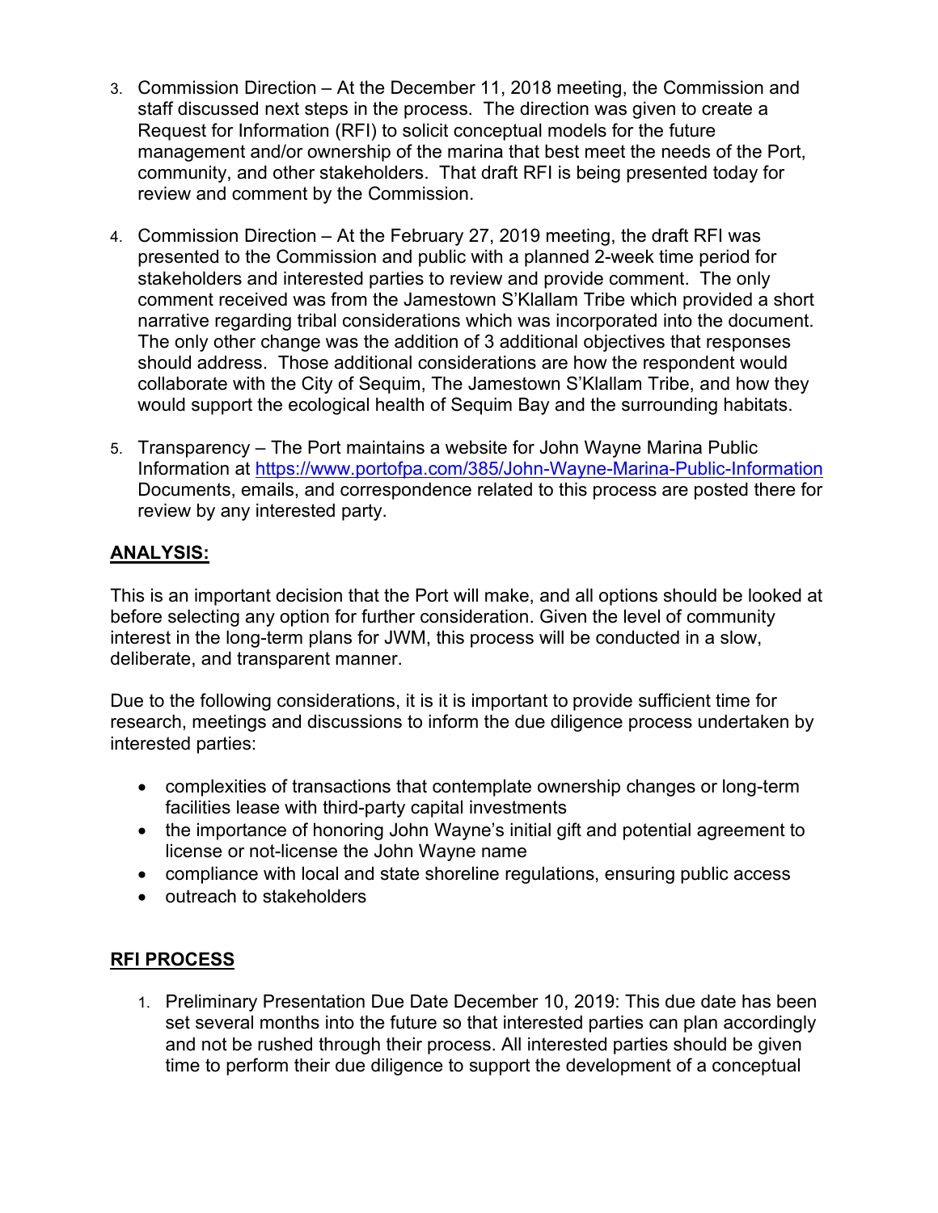3. Commission Direction – At the December 11, 2018 meeting, the Commission and staff discussed next steps in the process. The direction was given to create a Request for Information (RFI) to solicit conceptual models for the future management and/or ownership of the marina that best meet the needs of the Port, community, and other stakeholders. That draft RFI is being presented today for review and comment by the Commission.

4. Commission Direction – At the February 27, 2019 meeting, the draft RFI was presented to the Commission and public with a planned 2-week time period for stakeholders and interested parties to review and provide comment. The only comment received was from the Jamestown S'Klallam Tribe which provided a short narrative regarding tribal considerations which was incorporated into the document. The only other change was the addition of 3 additional objectives that responses should address. Those additional considerations are how the respondent would collaborate with the City of Sequim, The Jamestown S'Klallam Tribe, and how they would support the ecological health of Sequim Bay and the surrounding habitats.

5. Transparency – The Port maintains a website for John Wayne Marina Public Information at https://www.portofpa.com/385/John-Wayne-Marina-Public-Information Documents, emails, and correspondence related to this process are posted there for review by any interested party.

## ANALYSIS:

This is an important decision that the Port will make, and all options should be looked at before selecting any option for further consideration. Given the level of community interest in the long-term plans for JWM, this process will be conducted in a slow, deliberate, and transparent manner.

Due to the following considerations, it is it is important to provide sufficient time for research, meetings and discussions to inform the due diligence process undertaken by interested parties:

- complexities of transactions that contemplate ownership changes or long-term facilities lease with third-party capital investments
- the importance of honoring John Wayne's initial gift and potential agreement to license or not-license the John Wayne name
- compliance with local and state shoreline regulations, ensuring public access
- outreach to stakeholders

## RFI PROCESS

1. Preliminary Presentation Due Date December 10, 2019: This due date has been set several months into the future so that interested parties can plan accordingly and not be rushed through their process. All interested parties should be given time to perform their due diligence to support the development of a conceptual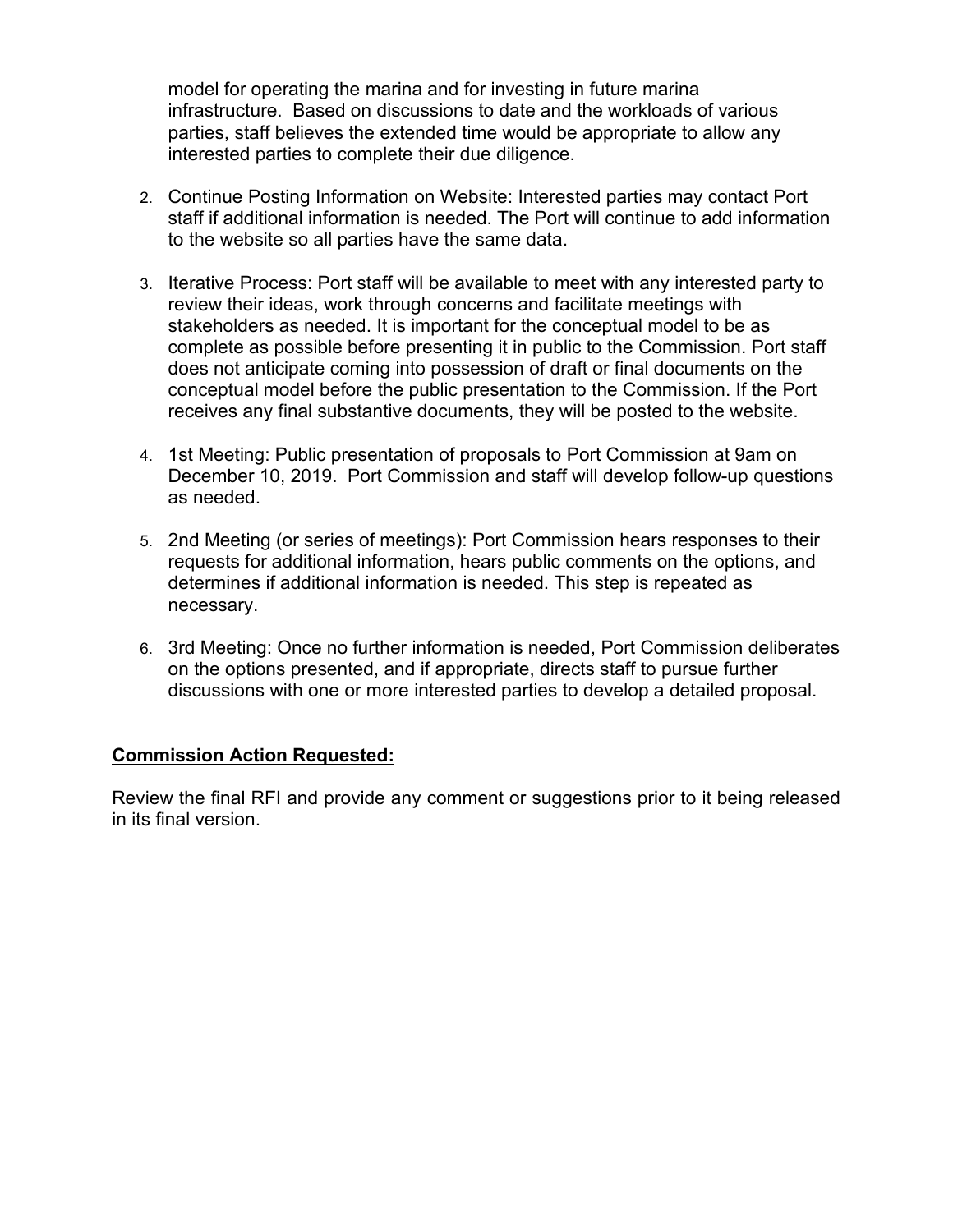model for operating the marina and for investing in future marina infrastructure. Based on discussions to date and the workloads of various parties, staff believes the extended time would be appropriate to allow any interested parties to complete their due diligence.

2. Continue Posting Information on Website: Interested parties may contact Port staff if additional information is needed. The Port will continue to add information to the website so all parties have the same data.

3. Iterative Process: Port staff will be available to meet with any interested party to review their ideas, work through concerns and facilitate meetings with stakeholders as needed. It is important for the conceptual model to be as complete as possible before presenting it in public to the Commission. Port staff does not anticipate coming into possession of draft or final documents on the conceptual model before the public presentation to the Commission. If the Port receives any final substantive documents, they will be posted to the website.

4. 1st Meeting: Public presentation of proposals to Port Commission at 9am on December 10, 2019. Port Commission and staff will develop follow-up questions as needed.

5. 2nd Meeting (or series of meetings): Port Commission hears responses to their requests for additional information, hears public comments on the options, and determines if additional information is needed. This step is repeated as necessary.

6. 3rd Meeting: Once no further information is needed, Port Commission deliberates on the options presented, and if appropriate, directs staff to pursue further discussions with one or more interested parties to develop a detailed proposal.

**Commission Action Requested:**

Review the final RFI and provide any comment or suggestions prior to it being released in its final version.